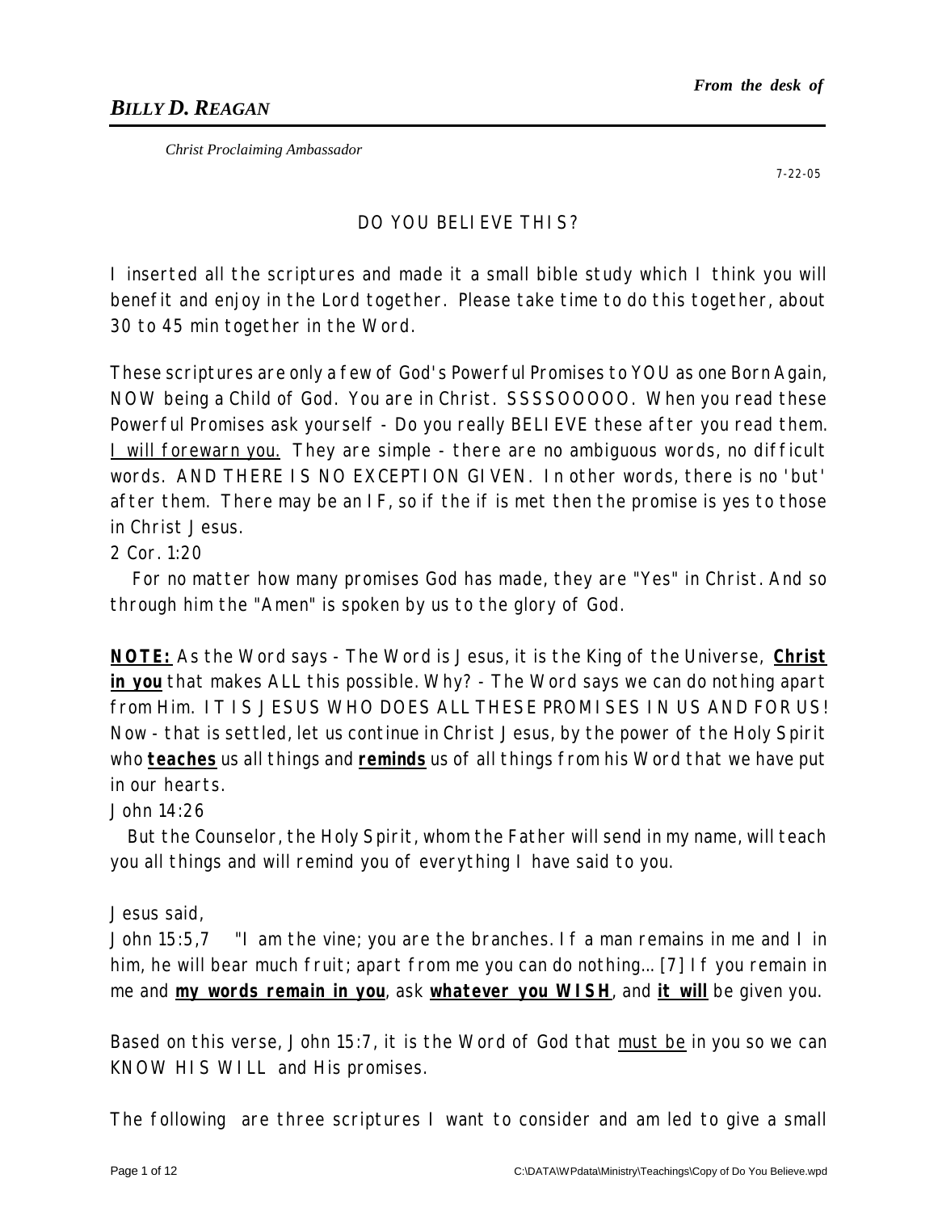*From the desk of*

## *BILLY D. REAGAN*

*Christ Proclaiming Ambassador*

7-22-05

# DO YOU BELIEVE THIS?

I inserted all the scriptures and made it a small bible study which I think you will benefit and enjoy in the Lord together. Please take time to do this together, about 30 to 45 min together in the Word.

These scriptures are only a few of God's Powerful Promises to YOU as one Born Again, NOW being a Child of God. You are in Christ. SSSSSOOOOO. When you read these Powerful Promises ask yourself - Do you really BELIEVE these after you read them. I will forewarn you. They are simple - there are no ambiguous words, no difficult words. AND THERE IS NO EXCEPTION GIVEN. In other words, there is no 'but' after them. There may be an IF, so if the if is met then the promise is yes to those in Christ Jesus.

2 Cor. 1:20

For no matter how many promises God has made, they are "Yes" in Christ. And so through him the "Amen" is spoken by us to the glory of God.

**NOTE:** As the Word says - The Word is Jesus, it is the King of the Universe, **Christ in you** that makes ALL this possible. Why? - The Word says we can do nothing apart from Him. IT IS JESUS WHO DOES ALL THESE PROMISES IN US AND FOR US! Now - that is settled, let us continue in Christ Jesus, by the power of the Holy Spirit who **teaches** us all things and **reminds** us of all things from his Word that we have put in our hearts.

John 14:26

But the Counselor, the Holy Spirit, whom the Father will send in my name, will teach you all things and will remind you of everything I have said to you.

Jesus said,

John 15:5,7 "I am the vine; you are the branches. If a man remains in me and I in him, he will bear much fruit; apart from me you can do nothing... [7] If you remain in me and **my words remain in you**, ask **whatever you WISH**, and **it will** be given you.

Based on this verse, John 15:7, it is the Word of God that must be in you so we can KNOW HIS WILL and His promises.

The following are three scriptures I want to consider and am led to give a small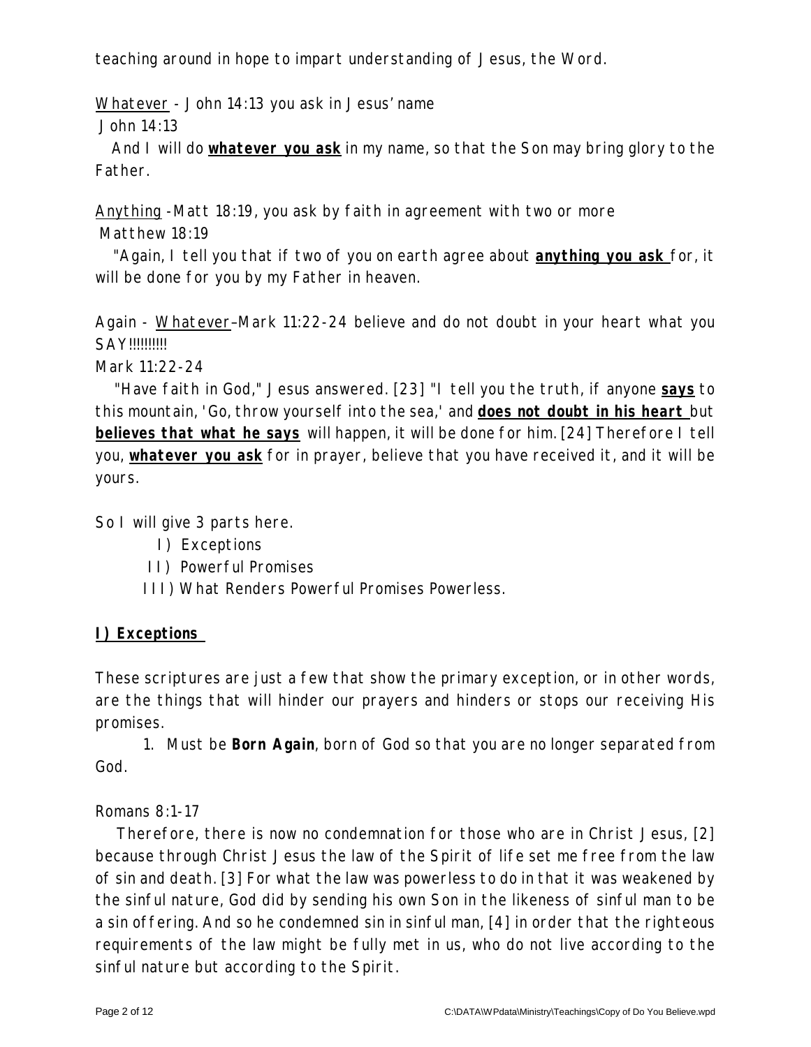teaching around in hope to impart understanding of Jesus, the Word.

<u>Whatever</u> - John 14:13 you ask in Jesus' name
John 14:13
And I will do **<u>whatever you ask</u>** in my name, so that the Son may bring glory to the Father.

<u>Anything</u> -Matt 18:19, you ask by faith in agreement with two or more
Matthew 18:19
"Again, I tell you that if two of you on earth agree about **<u>anything you ask</u>** for, it will be done for you by my Father in heaven.

Again - <u>Whatever</u>–Mark 11:22-24 believe and do not doubt in your heart what you SAY!!!!!!!!!!
Mark 11:22-24
"Have faith in God," Jesus answered. [23] "I tell you the truth, if anyone **<u>says</u>** to this mountain, 'Go, throw yourself into the sea,' and **<u>does not doubt in his heart</u>** but **<u>believes that what he says</u>** will happen, it will be done for him. [24] Therefore I tell you, **<u>whatever you ask</u>** for in prayer, believe that you have received it, and it will be yours.

So I will give 3 parts here.

I) Exceptions
II) Powerful Promises
III) What Renders Powerful Promises Powerless.

## **<u>I) Exceptions</u>**

These scriptures are just a few that show the primary exception, or in other words, are the things that will hinder our prayers and hinders or stops our receiving His promises.

1. Must be **Born Again**, born of God so that you are no longer separated from God.

Romans 8:1-17
Therefore, there is now no condemnation for those who are in Christ Jesus, [2] because through Christ Jesus the law of the Spirit of life set me free from the law of sin and death. [3] For what the law was powerless to do in that it was weakened by the sinful nature, God did by sending his own Son in the likeness of sinful man to be a sin offering. And so he condemned sin in sinful man, [4] in order that the righteous requirements of the law might be fully met in us, who do not live according to the sinful nature but according to the Spirit.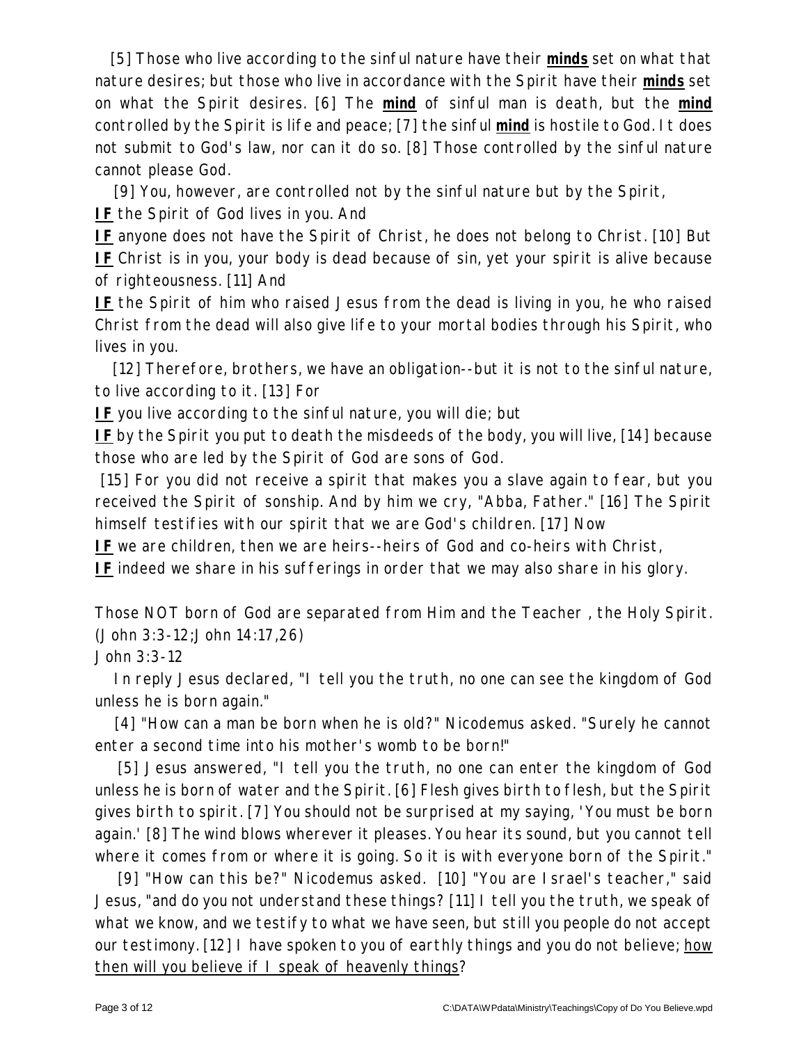[5] Those who live according to the sinful nature have their **minds** set on what that nature desires; but those who live in accordance with the Spirit have their **minds** set on what the Spirit desires. [6] The **mind** of sinful man is death, but the **mind** controlled by the Spirit is life and peace; [7] the sinful **mind** is hostile to God. It does not submit to God's law, nor can it do so. [8] Those controlled by the sinful nature cannot please God.

[9] You, however, are controlled not by the sinful nature but by the Spirit,
**IF** the Spirit of God lives in you. And
**IF** anyone does not have the Spirit of Christ, he does not belong to Christ. [10] But
**IF** Christ is in you, your body is dead because of sin, yet your spirit is alive because of righteousness. [11] And
**IF** the Spirit of him who raised Jesus from the dead is living in you, he who raised Christ from the dead will also give life to your mortal bodies through his Spirit, who lives in you.

[12] Therefore, brothers, we have an obligation--but it is not to the sinful nature, to live according to it. [13] For
**IF** you live according to the sinful nature, you will die; but
**IF** by the Spirit you put to death the misdeeds of the body, you will live, [14] because those who are led by the Spirit of God are sons of God.

[15] For you did not receive a spirit that makes you a slave again to fear, but you received the Spirit of sonship. And by him we cry, "Abba, Father." [16] The Spirit himself testifies with our spirit that we are God's children. [17] Now
**IF** we are children, then we are heirs--heirs of God and co-heirs with Christ,
**IF** indeed we share in his sufferings in order that we may also share in his glory.

Those NOT born of God are separated from Him and the Teacher , the Holy Spirit. (John 3:3-12;John 14:17,26)
John 3:3-12

In reply Jesus declared, "I tell you the truth, no one can see the kingdom of God unless he is born again."

[4] "How can a man be born when he is old?" Nicodemus asked. "Surely he cannot enter a second time into his mother's womb to be born!"

[5] Jesus answered, "I tell you the truth, no one can enter the kingdom of God unless he is born of water and the Spirit. [6] Flesh gives birth to flesh, but the Spirit gives birth to spirit. [7] You should not be surprised at my saying, 'You must be born again.' [8] The wind blows wherever it pleases. You hear its sound, but you cannot tell where it comes from or where it is going. So it is with everyone born of the Spirit."

[9] "How can this be?" Nicodemus asked. [10] "You are Israel's teacher," said Jesus, "and do you not understand these things? [11] I tell you the truth, we speak of what we know, and we testify to what we have seen, but still you people do not accept our testimony. [12] I have spoken to you of earthly things and you do not believe; <u>how then will you believe if I speak of heavenly things</u>?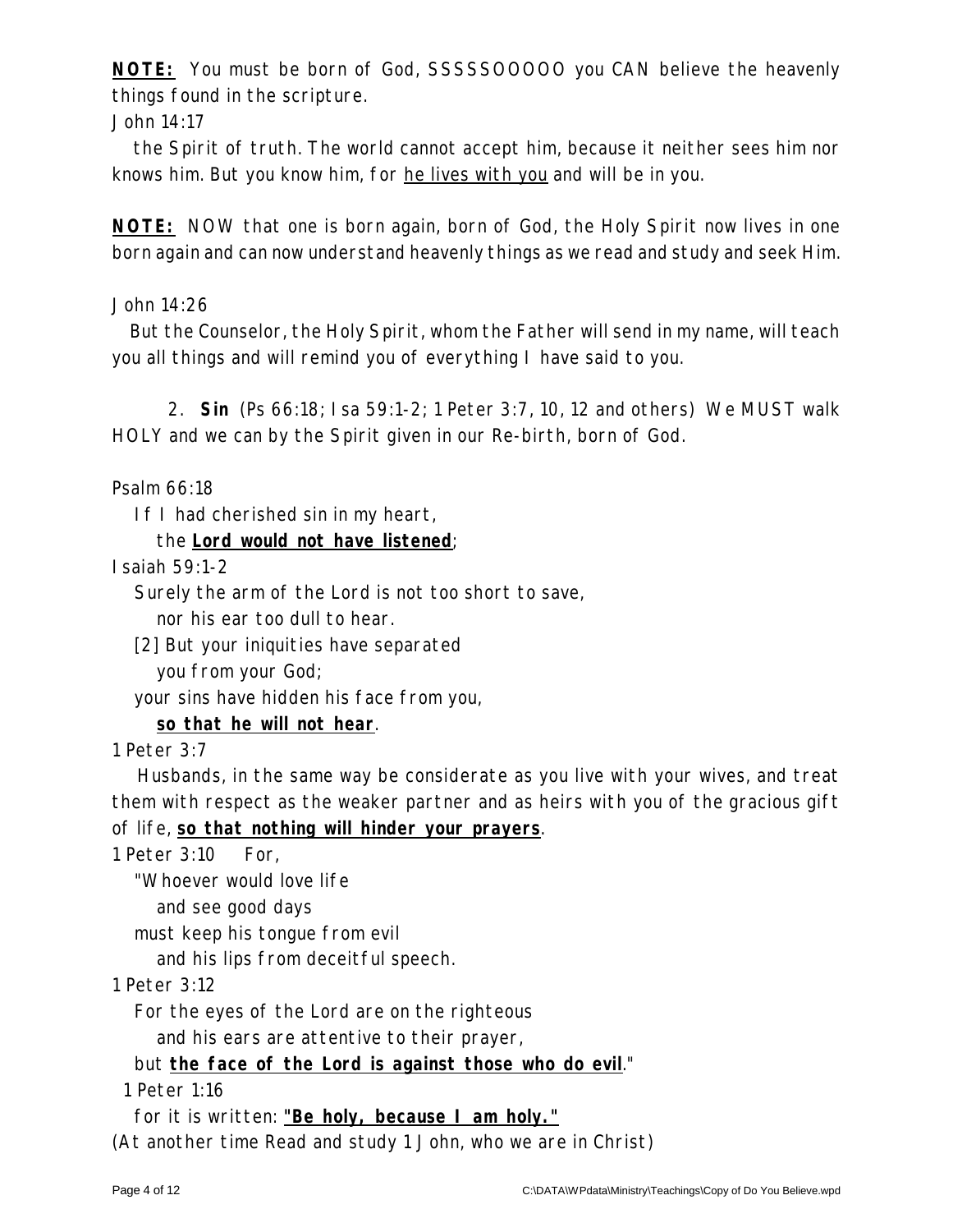**NOTE:** You must be born of God, SSSSSOOOOO you CAN believe the heavenly things found in the scripture.

John 14:17

the Spirit of truth. The world cannot accept him, because it neither sees him nor knows him. But you know him, for <u>he lives with you</u> and will be in you.

**NOTE:** NOW that one is born again, born of God, the Holy Spirit now lives in one born again and can now understand heavenly things as we read and study and seek Him.

John 14:26

But the Counselor, the Holy Spirit, whom the Father will send in my name, will teach you all things and will remind you of everything I have said to you.

2. **Sin** (Ps 66:18; Isa 59:1-2; 1 Peter 3:7, 10, 12 and others) We MUST walk HOLY and we can by the Spirit given in our Re-birth, born of God.

Psalm 66:18

If I had cherished sin in my heart,
the **<u>Lord would not have listened</u>**;

Isaiah 59:1-2

Surely the arm of the Lord is not too short to save,
nor his ear too dull to hear.
[2] But your iniquities have separated
you from your God;
your sins have hidden his face from you,
**<u>so that he will not hear</u>**.

1 Peter 3:7

Husbands, in the same way be considerate as you live with your wives, and treat them with respect as the weaker partner and as heirs with you of the gracious gift of life, **<u>so that nothing will hinder your prayers</u>**.

1 Peter 3:10 For,

"Whoever would love life
and see good days
must keep his tongue from evil
and his lips from deceitful speech.

1 Peter 3:12

For the eyes of the Lord are on the righteous
and his ears are attentive to their prayer,
but **<u>the face of the Lord is against those who do evil</u>**."

1 Peter 1:16

for it is written: **<u>"Be holy, because I am holy."</u>**

(At another time Read and study 1 John, who we are in Christ)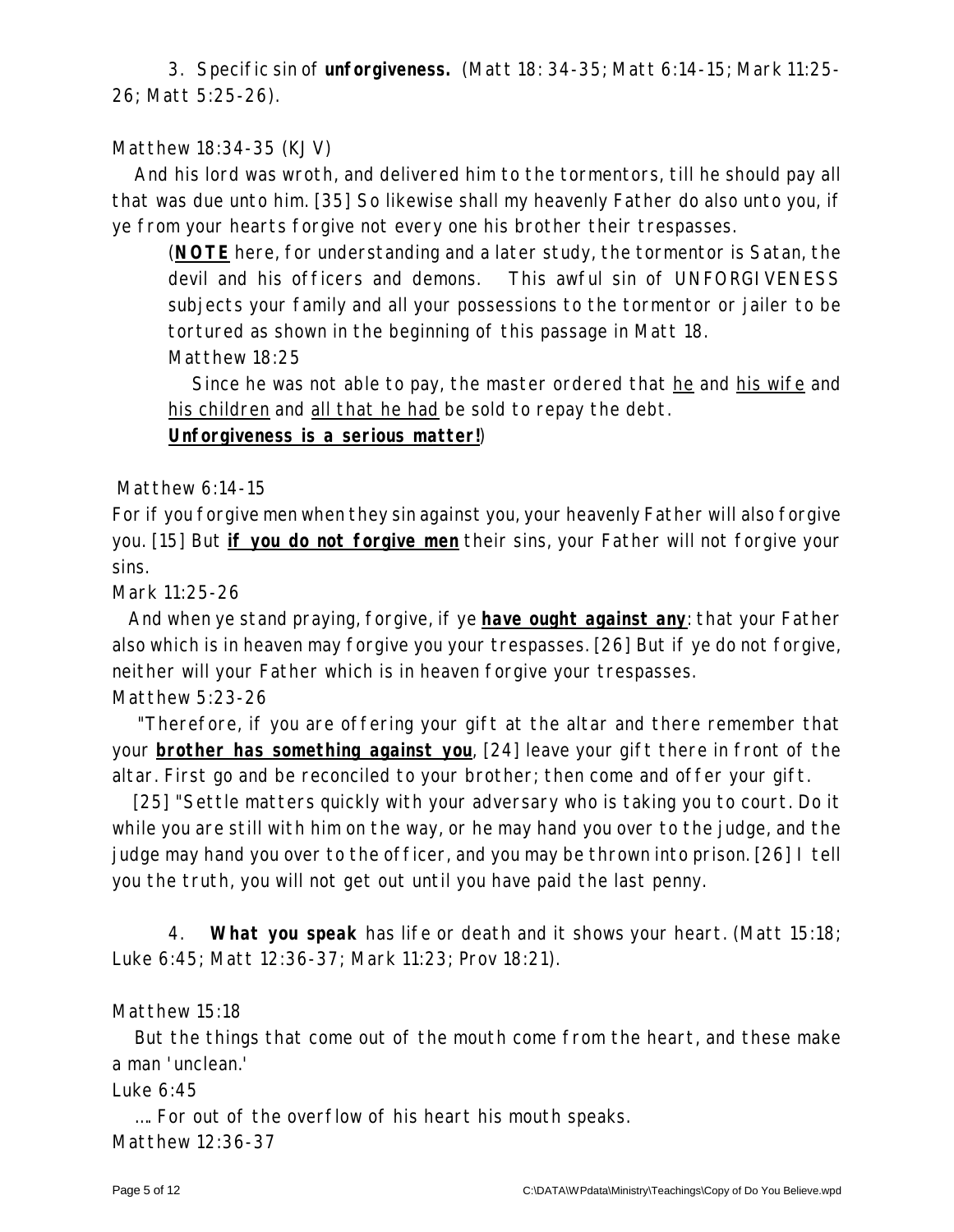3. Specific sin of **unforgiveness.** (Matt 18: 34-35; Matt 6:14-15; Mark 11:25-26; Matt 5:25-26).

Matthew 18:34-35 (KJV)

And his lord was wroth, and delivered him to the tormentors, till he should pay all that was due unto him. [35] So likewise shall my heavenly Father do also unto you, if ye from your hearts forgive not every one his brother their trespasses.

> (**<u>NOTE</u>** here, for understanding and a later study, the tormentor is Satan, the devil and his officers and demons. This awful sin of UNFORGIVENESS subjects your family and all your possessions to the tormentor or jailer to be tortured as shown in the beginning of this passage in Matt 18.
>
> Matthew 18:25
>
> Since he was not able to pay, the master ordered that <u>he</u> and <u>his wife</u> and <u>his children</u> and <u>all that he had</u> be sold to repay the debt.
>
> **<u>Unforgiveness is a serious matter!</u>**)

Matthew 6:14-15

For if you forgive men when they sin against you, your heavenly Father will also forgive you. [15] But **<u>if you do not forgive men</u>** their sins, your Father will not forgive your sins.

Mark 11:25-26

And when ye stand praying, forgive, if ye **<u>have ought against any</u>**: that your Father also which is in heaven may forgive you your trespasses. [26] But if ye do not forgive, neither will your Father which is in heaven forgive your trespasses.

Matthew 5:23-26

"Therefore, if you are offering your gift at the altar and there remember that your **<u>brother has something against you</u>**, [24] leave your gift there in front of the altar. First go and be reconciled to your brother; then come and offer your gift.

[25] "Settle matters quickly with your adversary who is taking you to court. Do it while you are still with him on the way, or he may hand you over to the judge, and the judge may hand you over to the officer, and you may be thrown into prison. [26] I tell you the truth, you will not get out until you have paid the last penny.

4. **What you speak** has life or death and it shows your heart. (Matt 15:18; Luke 6:45; Matt 12:36-37; Mark 11:23; Prov 18:21).

Matthew 15:18

But the things that come out of the mouth come from the heart, and these make a man 'unclean.'

Luke 6:45

.... For out of the overflow of his heart his mouth speaks.

Matthew 12:36-37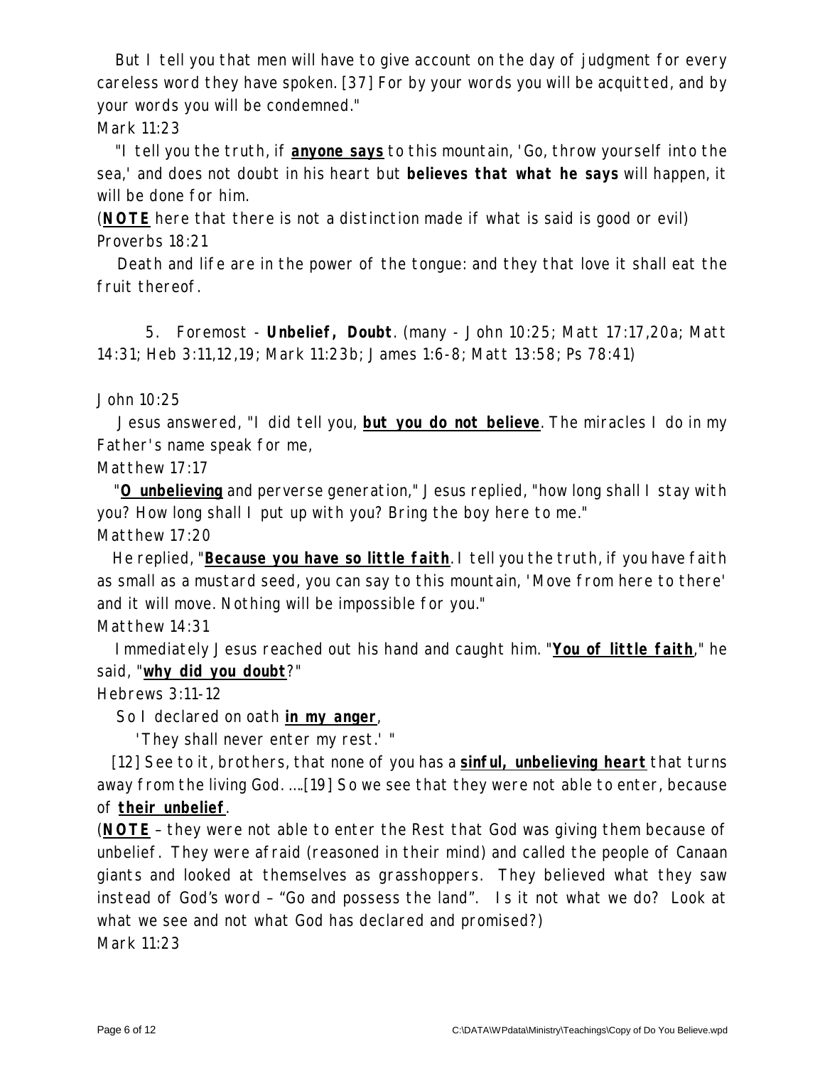But I tell you that men will have to give account on the day of judgment for every careless word they have spoken. [37] For by your words you will be acquitted, and by your words you will be condemned."

Mark 11:23

"I tell you the truth, if **anyone says** to this mountain, 'Go, throw yourself into the sea,' and does not doubt in his heart but **believes that what he says** will happen, it will be done for him.

(**NOTE** here that there is not a distinction made if what is said is good or evil)

Proverbs 18:21

Death and life are in the power of the tongue: and they that love it shall eat the fruit thereof.

5. Foremost - **Unbelief, Doubt**. (many - John 10:25; Matt 17:17,20a; Matt 14:31; Heb 3:11,12,19; Mark 11:23b; James 1:6-8; Matt 13:58; Ps 78:41)

John 10:25

Jesus answered, "I did tell you, **but you do not believe**. The miracles I do in my Father's name speak for me,

Matthew 17:17

"**O unbelieving** and perverse generation," Jesus replied, "how long shall I stay with you? How long shall I put up with you? Bring the boy here to me."

Matthew 17:20

He replied, "**Because you have so little faith**. I tell you the truth, if you have faith as small as a mustard seed, you can say to this mountain, 'Move from here to there' and it will move. Nothing will be impossible for you."

Matthew 14:31

Immediately Jesus reached out his hand and caught him. "**You of little faith**," he said, "**why did you doubt**?"

Hebrews 3:11-12

So I declared on oath **in my anger**,

'They shall never enter my rest.' "

[12] See to it, brothers, that none of you has a **sinful, unbelieving heart** that turns away from the living God. ....[19] So we see that they were not able to enter, because of **their unbelief**.

(**NOTE** – they were not able to enter the Rest that God was giving them because of unbelief. They were afraid (reasoned in their mind) and called the people of Canaan giants and looked at themselves as grasshoppers. They believed what they saw instead of God's word – "Go and possess the land". Is it not what we do? Look at what we see and not what God has declared and promised?)

Mark 11:23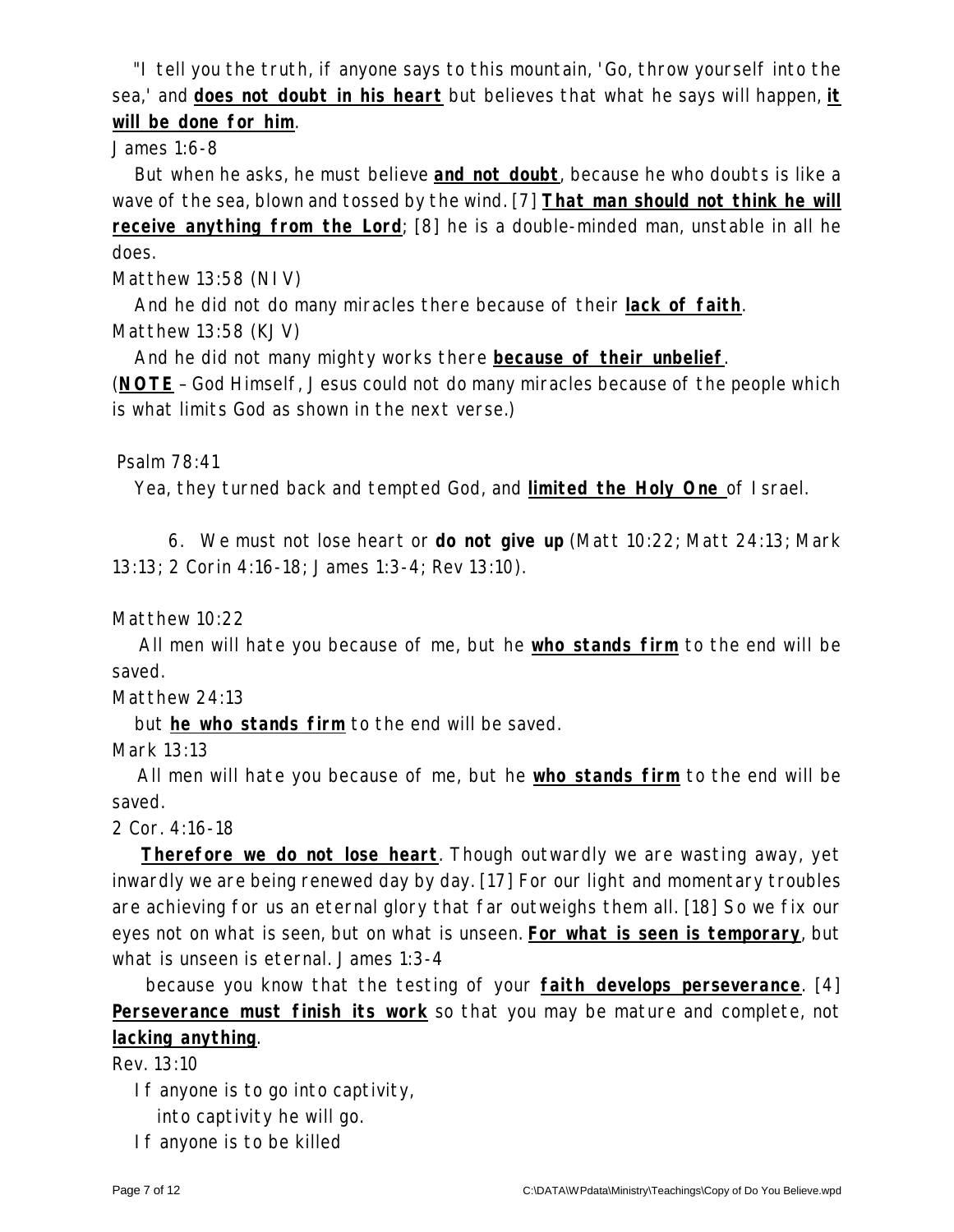"I tell you the truth, if anyone says to this mountain, 'Go, throw yourself into the sea,' and **does not doubt in his heart** but believes that what he says will happen, **it will be done for him**.

James 1:6-8

But when he asks, he must believe **and not doubt**, because he who doubts is like a wave of the sea, blown and tossed by the wind. [7] **That man should not think he will receive anything from the Lord**; [8] he is a double-minded man, unstable in all he does.

Matthew 13:58 (NIV)

And he did not do many miracles there because of their **lack of faith**.

Matthew 13:58 (KJV)

And he did not many mighty works there **because of their unbelief**.

(**NOTE** – God Himself, Jesus could not do many miracles because of the people which is what limits God as shown in the next verse.)

Psalm 78:41

Yea, they turned back and tempted God, and **limited the Holy One** of Israel.

6. We must not lose heart or **do not give up** (Matt 10:22; Matt 24:13; Mark 13:13; 2 Corin 4:16-18; James 1:3-4; Rev 13:10).

Matthew 10:22

All men will hate you because of me, but he **who stands firm** to the end will be saved.

Matthew 24:13

but **he who stands firm** to the end will be saved.

Mark 13:13

All men will hate you because of me, but he **who stands firm** to the end will be saved.

2 Cor. 4:16-18

**Therefore we do not lose heart**. Though outwardly we are wasting away, yet inwardly we are being renewed day by day. [17] For our light and momentary troubles are achieving for us an eternal glory that far outweighs them all. [18] So we fix our eyes not on what is seen, but on what is unseen. **For what is seen is temporary**, but what is unseen is eternal. James 1:3-4

because you know that the testing of your **faith develops perseverance**. [4] **Perseverance must finish its work** so that you may be mature and complete, not **lacking anything**.

Rev. 13:10

If anyone is to go into captivity,
into captivity he will go.
If anyone is to be killed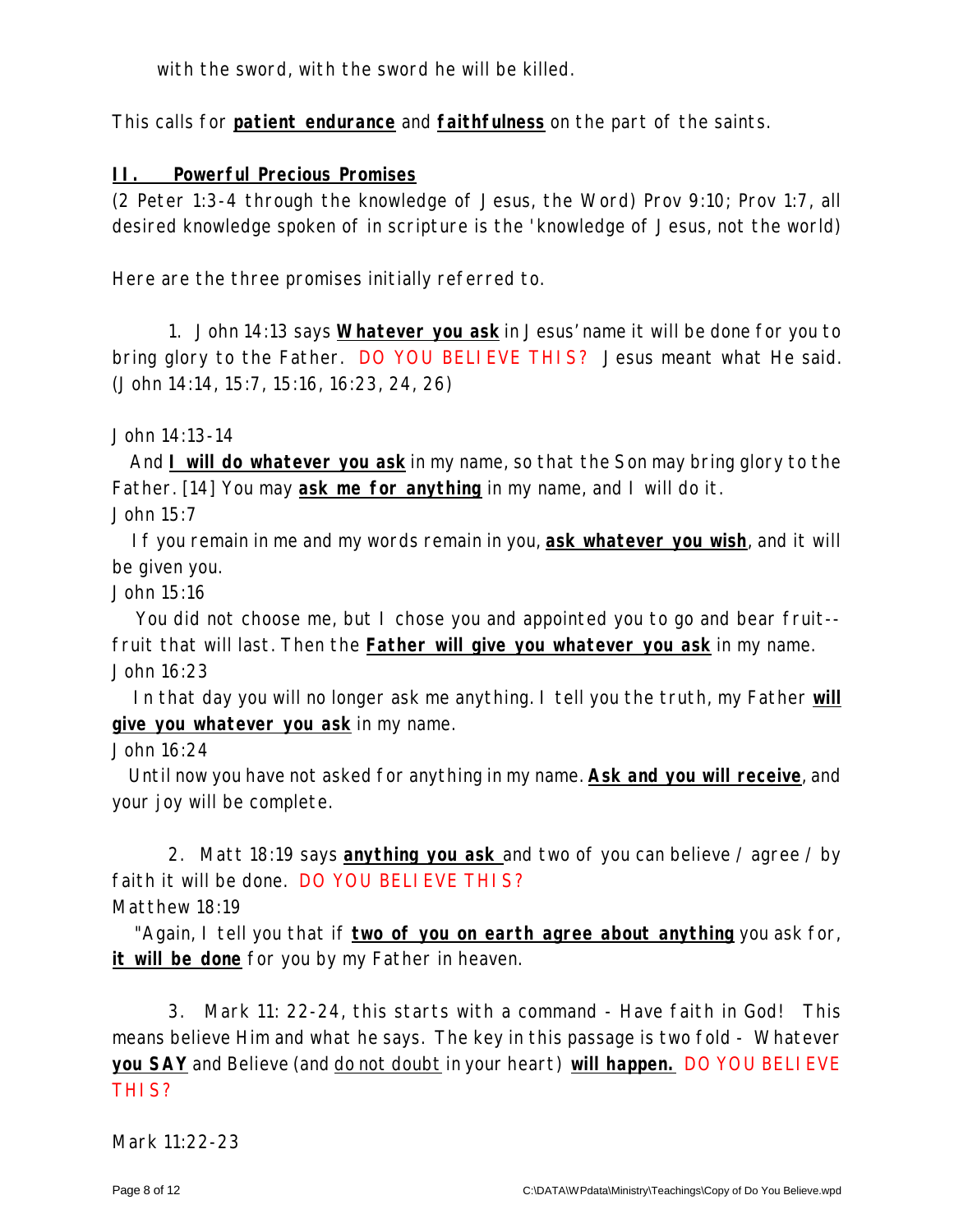with the sword, with the sword he will be killed.

This calls for **patient endurance** and **faithfulness** on the part of the saints.

## II. Powerful Precious Promises

(2 Peter 1:3-4 through the knowledge of Jesus, the Word) Prov 9:10; Prov 1:7, all desired knowledge spoken of in scripture is the 'knowledge of Jesus, not the world)

Here are the three promises initially referred to.

1. John 14:13 says **Whatever you ask** in Jesus' name it will be done for you to bring glory to the Father. DO YOU BELIEVE THIS? Jesus meant what He said. (John 14:14, 15:7, 15:16, 16:23, 24, 26)

John 14:13-14

And **I will do whatever you ask** in my name, so that the Son may bring glory to the Father. [14] You may **ask me for anything** in my name, and I will do it.

John 15:7

If you remain in me and my words remain in you, **ask whatever you wish**, and it will be given you.

John 15:16

You did not choose me, but I chose you and appointed you to go and bear fruit--fruit that will last. Then the **Father will give you whatever you ask** in my name.

John 16:23

In that day you will no longer ask me anything. I tell you the truth, my Father **will give you whatever you ask** in my name.

John 16:24

Until now you have not asked for anything in my name. **Ask and you will receive**, and your joy will be complete.

2. Matt 18:19 says **anything you ask** and two of you can believe / agree / by faith it will be done. DO YOU BELIEVE THIS?

Matthew 18:19

"Again, I tell you that if **two of you on earth agree about anything** you ask for, **it will be done** for you by my Father in heaven.

3. Mark 11: 22-24, this starts with a command - Have faith in God! This means believe Him and what he says. The key in this passage is two fold - Whatever **you SAY** and Believe (and do not doubt in your heart) **will happen.** DO YOU BELIEVE THIS?

Mark 11:22-23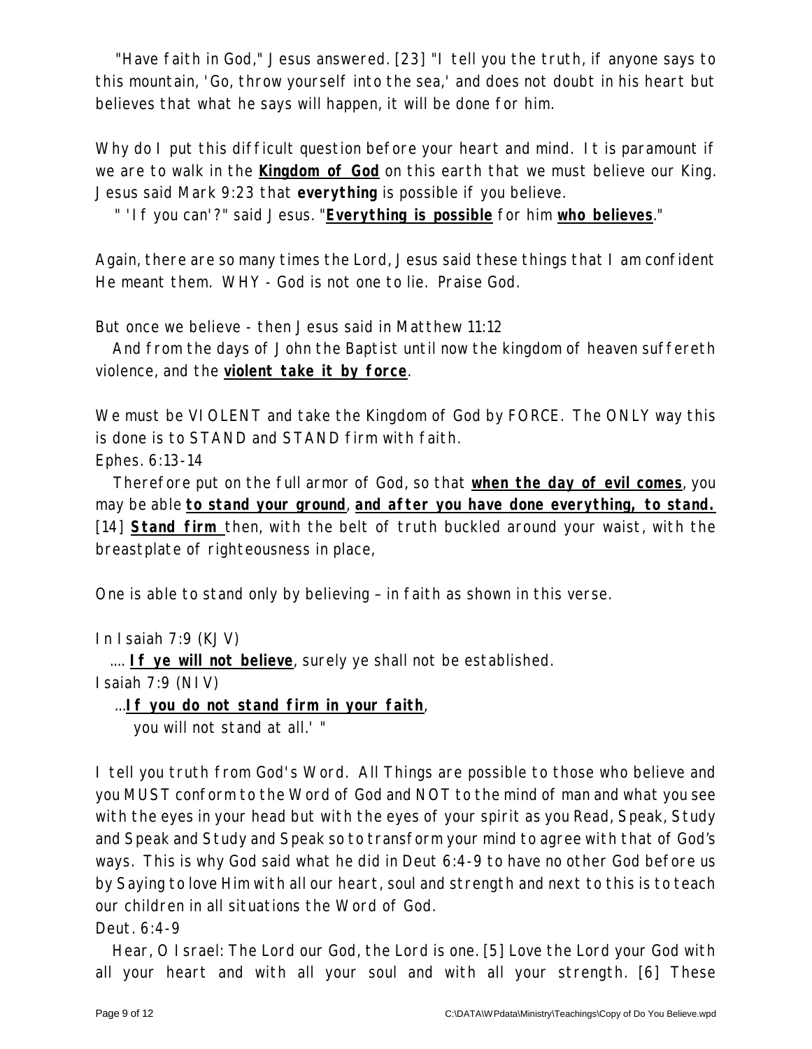"Have faith in God," Jesus answered. [23] "I tell you the truth, if anyone says to this mountain, 'Go, throw yourself into the sea,' and does not doubt in his heart but believes that what he says will happen, it will be done for him.

Why do I put this difficult question before your heart and mind. It is paramount if we are to walk in the **Kingdom of God** on this earth that we must believe our King. Jesus said Mark 9:23 that **everything** is possible if you believe.

" 'If you can'?" said Jesus. "**Everything is possible** for him **who believes**."

Again, there are so many times the Lord, Jesus said these things that I am confident He meant them. WHY - God is not one to lie. Praise God.

But once we believe - then Jesus said in Matthew 11:12

And from the days of John the Baptist until now the kingdom of heaven suffereth violence, and the **violent take it by force**.

We must be VIOLENT and take the Kingdom of God by FORCE. The ONLY way this is done is to STAND and STAND firm with faith.

Ephes. 6:13-14

Therefore put on the full armor of God, so that **when the day of evil comes**, you may be able **to stand your ground**, **and after you have done everything, to stand.** [14] **Stand firm** then, with the belt of truth buckled around your waist, with the breastplate of righteousness in place,

One is able to stand only by believing – in faith as shown in this verse.

In Isaiah 7:9 (KJV)

.... **If ye will not believe**, surely ye shall not be established.

Isaiah 7:9 (NIV)

...**If you do not stand firm in your faith**,
you will not stand at all.' "

I tell you truth from God's Word. All Things are possible to those who believe and you MUST conform to the Word of God and NOT to the mind of man and what you see with the eyes in your head but with the eyes of your spirit as you Read, Speak, Study and Speak and Study and Speak so to transform your mind to agree with that of God's ways. This is why God said what he did in Deut 6:4-9 to have no other God before us by Saying to love Him with all our heart, soul and strength and next to this is to teach our children in all situations the Word of God.

Deut. 6:4-9

Hear, O Israel: The Lord our God, the Lord is one. [5] Love the Lord your God with all your heart and with all your soul and with all your strength. [6] These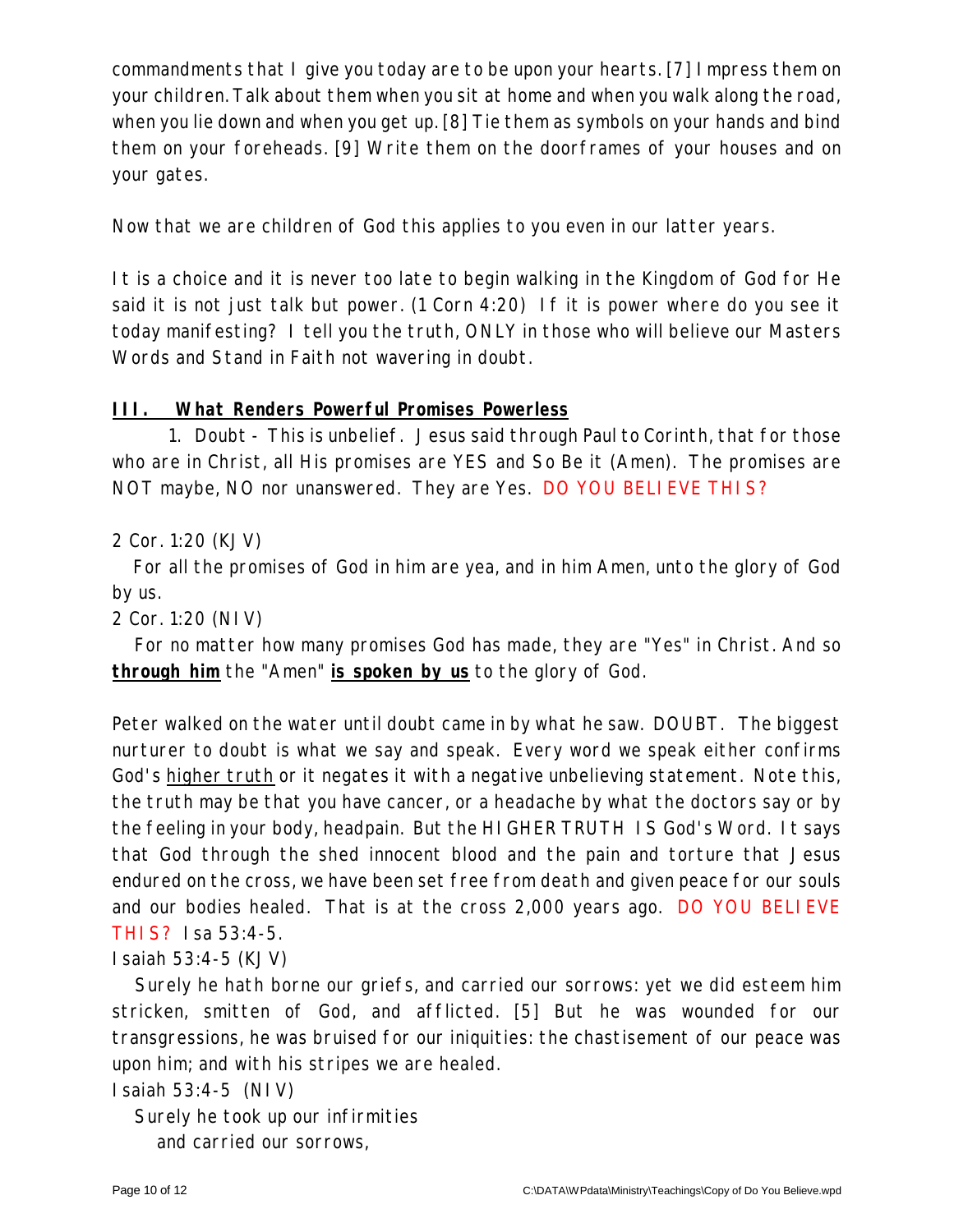commandments that I give you today are to be upon your hearts. [7] Impress them on your children. Talk about them when you sit at home and when you walk along the road, when you lie down and when you get up. [8] Tie them as symbols on your hands and bind them on your foreheads. [9] Write them on the doorframes of your houses and on your gates.

Now that we are children of God this applies to you even in our latter years.

It is a choice and it is never too late to begin walking in the Kingdom of God for He said it is not just talk but power. (1 Corn 4:20) If it is power where do you see it today manifesting? I tell you the truth, ONLY in those who will believe our Masters Words and Stand in Faith not wavering in doubt.

### **III. What Renders Powerful Promises Powerless**

1. Doubt - This is unbelief. Jesus said through Paul to Corinth, that for those who are in Christ, all His promises are YES and So Be it (Amen). The promises are NOT maybe, NO nor unanswered. They are Yes. DO YOU BELIEVE THIS?

2 Cor. 1:20 (KJV)

For all the promises of God in him are yea, and in him Amen, unto the glory of God by us.

2 Cor. 1:20 (NIV)

For no matter how many promises God has made, they are "Yes" in Christ. And so **through him** the "Amen" **is spoken by us** to the glory of God.

Peter walked on the water until doubt came in by what he saw. DOUBT. The biggest nurturer to doubt is what we say and speak. Every word we speak either confirms God's higher truth or it negates it with a negative unbelieving statement. Note this, the truth may be that you have cancer, or a headache by what the doctors say or by the feeling in your body, headpain. But the HIGHER TRUTH IS God's Word. It says that God through the shed innocent blood and the pain and torture that Jesus endured on the cross, we have been set free from death and given peace for our souls and our bodies healed. That is at the cross 2,000 years ago. DO YOU BELIEVE THIS? Isa 53:4-5.

Isaiah 53:4-5 (KJV)

Surely he hath borne our griefs, and carried our sorrows: yet we did esteem him stricken, smitten of God, and afflicted. [5] But he was wounded for our transgressions, he was bruised for our iniquities: the chastisement of our peace was upon him; and with his stripes we are healed.

Isaiah 53:4-5 (NIV)

Surely he took up our infirmities
and carried our sorrows,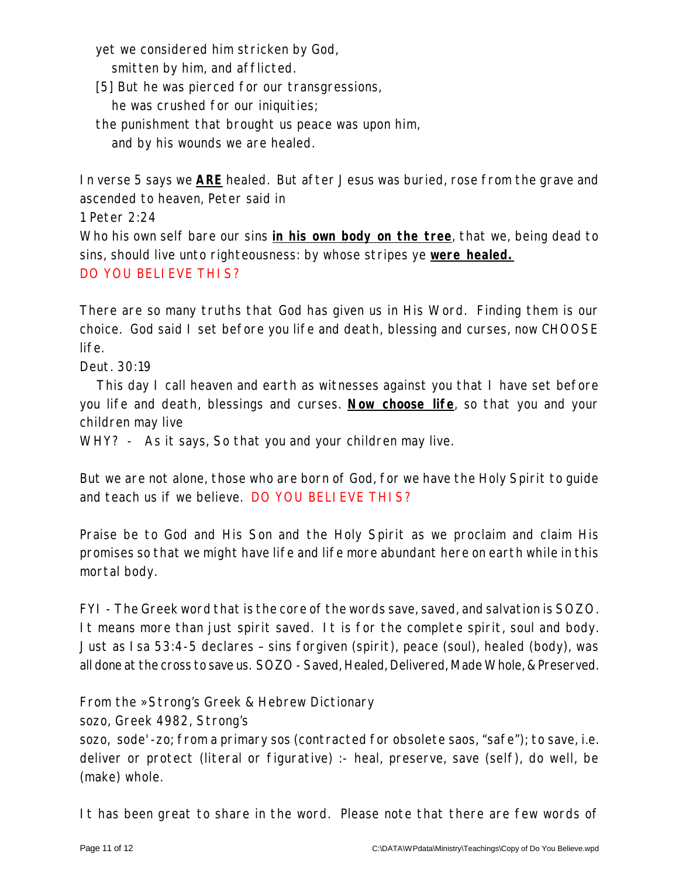yet we considered him stricken by God,
   smitten by him, and afflicted.
[5] But he was pierced for our transgressions,
   he was crushed for our iniquities;
the punishment that brought us peace was upon him,
   and by his wounds we are healed.

In verse 5 says we **ARE** healed. But after Jesus was buried, rose from the grave and ascended to heaven, Peter said in

1 Peter 2:24

Who his own self bare our sins **in his own body on the tree**, that we, being dead to sins, should live unto righteousness: by whose stripes ye **were healed.**

DO YOU BELIEVE THIS?

There are so many truths that God has given us in His Word. Finding them is our choice. God said I set before you life and death, blessing and curses, now CHOOSE life.

Deut. 30:19

This day I call heaven and earth as witnesses against you that I have set before you life and death, blessings and curses. **Now choose life**, so that you and your children may live

WHY? - As it says, So that you and your children may live.

But we are not alone, those who are born of God, for we have the Holy Spirit to guide and teach us if we believe. DO YOU BELIEVE THIS?

Praise be to God and His Son and the Holy Spirit as we proclaim and claim His promises so that we might have life and life more abundant here on earth while in this mortal body.

FYI - The Greek word that is the core of the words save, saved, and salvation is SOZO. It means more than just spirit saved. It is for the complete spirit, soul and body. Just as Isa 53:4-5 declares – sins forgiven (spirit), peace (soul), healed (body), was all done at the cross to save us. SOZO - Saved, Healed, Delivered, Made Whole, & Preserved.

From the »Strong's Greek & Hebrew Dictionary

sozo, Greek 4982, Strong's

sozo, sode'-zo; from a primary sos (contracted for obsolete saos, "safe"); to save, i.e. deliver or protect (literal or figurative) :- heal, preserve, save (self), do well, be (make) whole.

It has been great to share in the word. Please note that there are few words of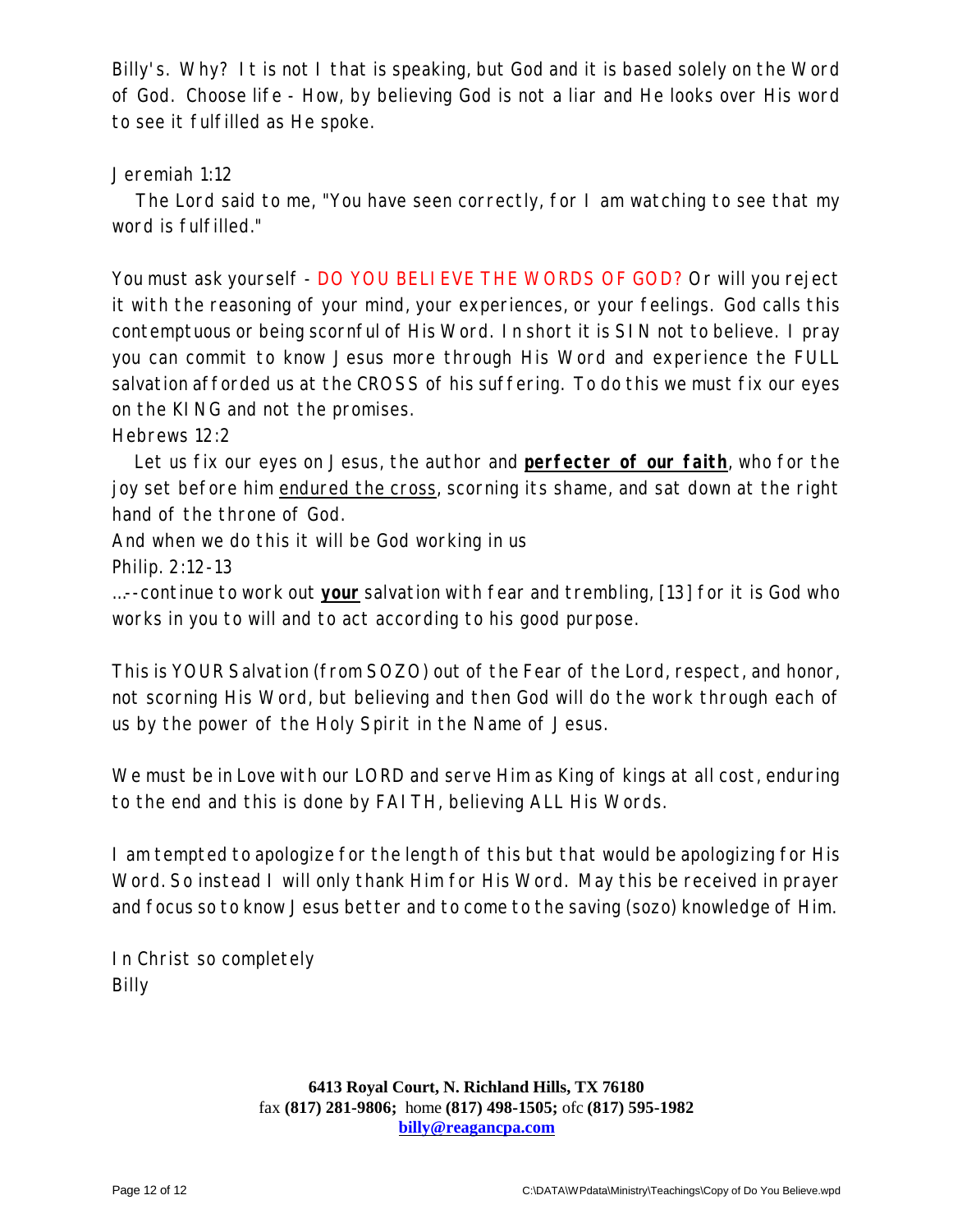Billy's. Why? It is not I that is speaking, but God and it is based solely on the Word of God. Choose life - How, by believing God is not a liar and He looks over His word to see it fulfilled as He spoke.

Jeremiah 1:12

The Lord said to me, "You have seen correctly, for I am watching to see that my word is fulfilled."

You must ask yourself - DO YOU BELIEVE THE WORDS OF GOD? Or will you reject it with the reasoning of your mind, your experiences, or your feelings. God calls this contemptuous or being scornful of His Word. In short it is SIN not to believe. I pray you can commit to know Jesus more through His Word and experience the FULL salvation afforded us at the CROSS of his suffering. To do this we must fix our eyes on the KING and not the promises.

Hebrews 12:2

Let us fix our eyes on Jesus, the author and ***perfecter of our faith***, who for the joy set before him endured the cross, scorning its shame, and sat down at the right hand of the throne of God.

And when we do this it will be God working in us

Philip. 2:12-13

.....-continue to work out **your** salvation with fear and trembling, [13] for it is God who works in you to will and to act according to his good purpose.

This is YOUR Salvation (from SOZO) out of the Fear of the Lord, respect, and honor, not scorning His Word, but believing and then God will do the work through each of us by the power of the Holy Spirit in the Name of Jesus.

We must be in Love with our LORD and serve Him as King of kings at all cost, enduring to the end and this is done by FAITH, believing ALL His Words.

I am tempted to apologize for the length of this but that would be apologizing for His Word. So instead I will only thank Him for His Word. May this be received in prayer and focus so to know Jesus better and to come to the saving (sozo) knowledge of Him.

In Christ so completely

Billy

**6413 Royal Court, N. Richland Hills, TX 76180**

fax **(817) 281-9806;** home **(817) 498-1505;** ofc **(817) 595-1982**

**billy@reagancpa.com**